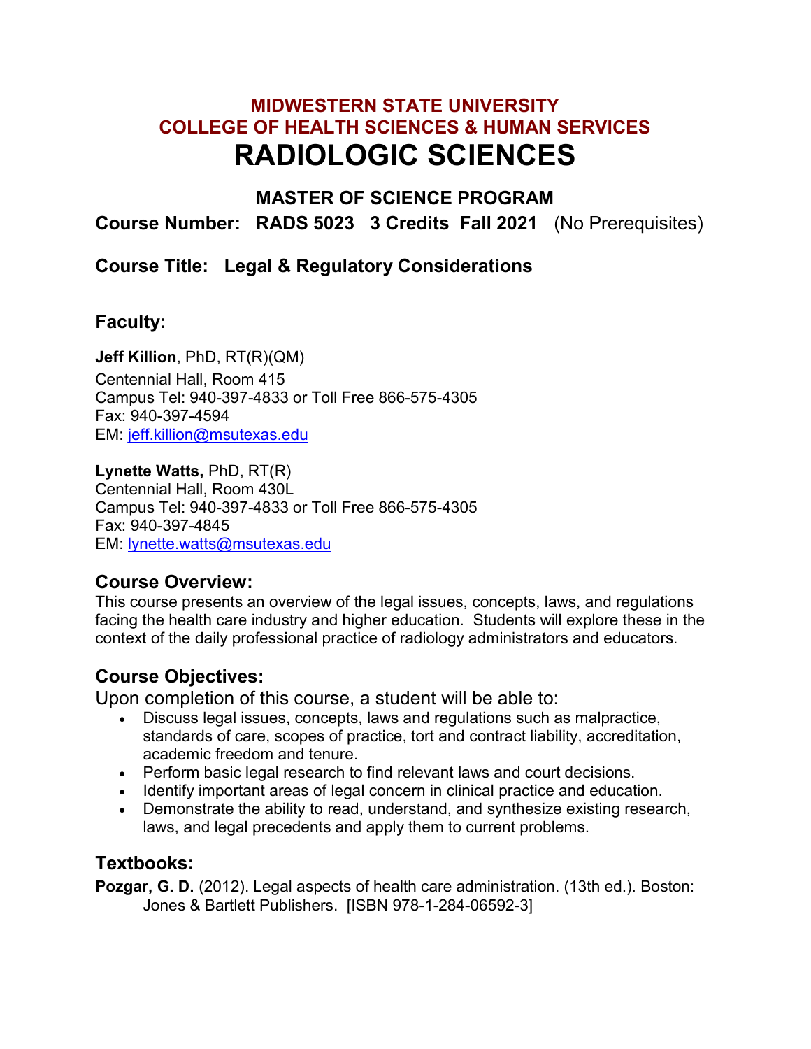# MIDWESTERN STATE UNIVERSITY
# COLLEGE OF HEALTH SCIENCES & HUMAN SERVICES
# RADIOLOGIC SCIENCES

## MASTER OF SCIENCE PROGRAM

**Course Number: RADS 5023 3 Credits Fall 2021** (No Prerequisites)

**Course Title: Legal & Regulatory Considerations**

## Faculty:

**Jeff Killion**, PhD, RT(R)(QM)
Centennial Hall, Room 415
Campus Tel: 940-397-4833 or Toll Free 866-575-4305
Fax: 940-397-4594
EM: jeff.killion@msutexas.edu

**Lynette Watts,** PhD, RT(R)
Centennial Hall, Room 430L
Campus Tel: 940-397-4833 or Toll Free 866-575-4305
Fax: 940-397-4845
EM: lynette.watts@msutexas.edu

## Course Overview:

This course presents an overview of the legal issues, concepts, laws, and regulations facing the health care industry and higher education. Students will explore these in the context of the daily professional practice of radiology administrators and educators.

## Course Objectives:

Upon completion of this course, a student will be able to:

- Discuss legal issues, concepts, laws and regulations such as malpractice, standards of care, scopes of practice, tort and contract liability, accreditation, academic freedom and tenure.
- Perform basic legal research to find relevant laws and court decisions.
- Identify important areas of legal concern in clinical practice and education.
- Demonstrate the ability to read, understand, and synthesize existing research, laws, and legal precedents and apply them to current problems.

## Textbooks:

**Pozgar, G. D.** (2012). Legal aspects of health care administration. (13th ed.). Boston: Jones & Bartlett Publishers. [ISBN 978-1-284-06592-3]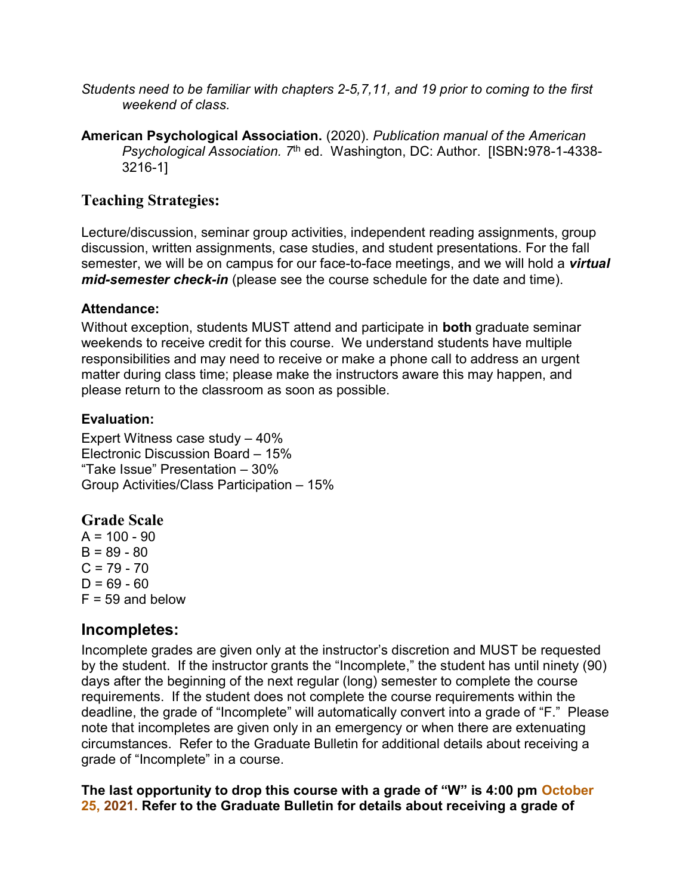*Students need to be familiar with chapters 2-5,7,11, and 19 prior to coming to the first weekend of class.*

**American Psychological Association.** (2020). *Publication manual of the American Psychological Association.* 7th ed. Washington, DC: Author. [ISBN:978-1-4338-3216-1]

## Teaching Strategies:

Lecture/discussion, seminar group activities, independent reading assignments, group discussion, written assignments, case studies, and student presentations. For the fall semester, we will be on campus for our face-to-face meetings, and we will hold a ***virtual mid-semester check-in*** (please see the course schedule for the date and time).

### Attendance:

Without exception, students MUST attend and participate in **both** graduate seminar weekends to receive credit for this course. We understand students have multiple responsibilities and may need to receive or make a phone call to address an urgent matter during class time; please make the instructors aware this may happen, and please return to the classroom as soon as possible.

### Evaluation:

Expert Witness case study – 40%
Electronic Discussion Board – 15%
"Take Issue" Presentation – 30%
Group Activities/Class Participation – 15%

## Grade Scale

A = 100 - 90
B = 89 - 80
C = 79 - 70
D = 69 - 60
F = 59 and below

## Incompletes:

Incomplete grades are given only at the instructor's discretion and MUST be requested by the student. If the instructor grants the "Incomplete," the student has until ninety (90) days after the beginning of the next regular (long) semester to complete the course requirements. If the student does not complete the course requirements within the deadline, the grade of "Incomplete" will automatically convert into a grade of "F." Please note that incompletes are given only in an emergency or when there are extenuating circumstances. Refer to the Graduate Bulletin for additional details about receiving a grade of "Incomplete" in a course.

**The last opportunity to drop this course with a grade of "W" is 4:00 pm October 25, 2021. Refer to the Graduate Bulletin for details about receiving a grade of**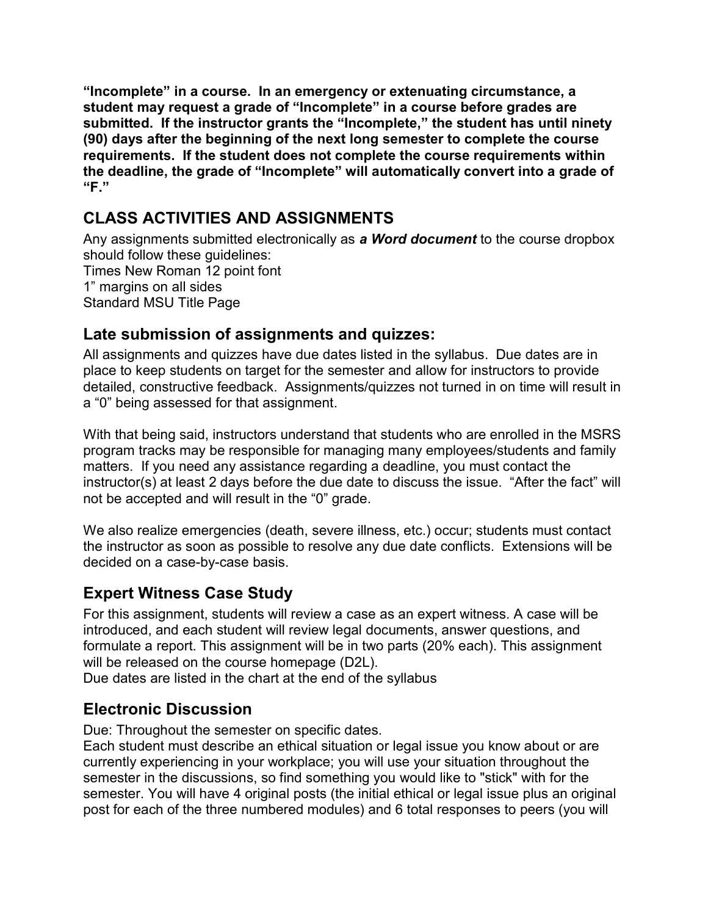**“Incomplete” in a course. In an emergency or extenuating circumstance, a student may request a grade of “Incomplete” in a course before grades are submitted. If the instructor grants the “Incomplete,” the student has until ninety (90) days after the beginning of the next long semester to complete the course requirements. If the student does not complete the course requirements within the deadline, the grade of “Incomplete” will automatically convert into a grade of “F.”**

## CLASS ACTIVITIES AND ASSIGNMENTS

Any assignments submitted electronically as ***a Word document*** to the course dropbox should follow these guidelines:
Times New Roman 12 point font
1” margins on all sides
Standard MSU Title Page

### Late submission of assignments and quizzes:

All assignments and quizzes have due dates listed in the syllabus. Due dates are in place to keep students on target for the semester and allow for instructors to provide detailed, constructive feedback. Assignments/quizzes not turned in on time will result in a “0” being assessed for that assignment.

With that being said, instructors understand that students who are enrolled in the MSRS program tracks may be responsible for managing many employees/students and family matters. If you need any assistance regarding a deadline, you must contact the instructor(s) at least 2 days before the due date to discuss the issue. “After the fact” will not be accepted and will result in the “0” grade.

We also realize emergencies (death, severe illness, etc.) occur; students must contact the instructor as soon as possible to resolve any due date conflicts. Extensions will be decided on a case-by-case basis.

### Expert Witness Case Study

For this assignment, students will review a case as an expert witness. A case will be introduced, and each student will review legal documents, answer questions, and formulate a report. This assignment will be in two parts (20% each). This assignment will be released on the course homepage (D2L).
Due dates are listed in the chart at the end of the syllabus

### Electronic Discussion

Due: Throughout the semester on specific dates.
Each student must describe an ethical situation or legal issue you know about or are currently experiencing in your workplace; you will use your situation throughout the semester in the discussions, so find something you would like to "stick" with for the semester. You will have 4 original posts (the initial ethical or legal issue plus an original post for each of the three numbered modules) and 6 total responses to peers (you will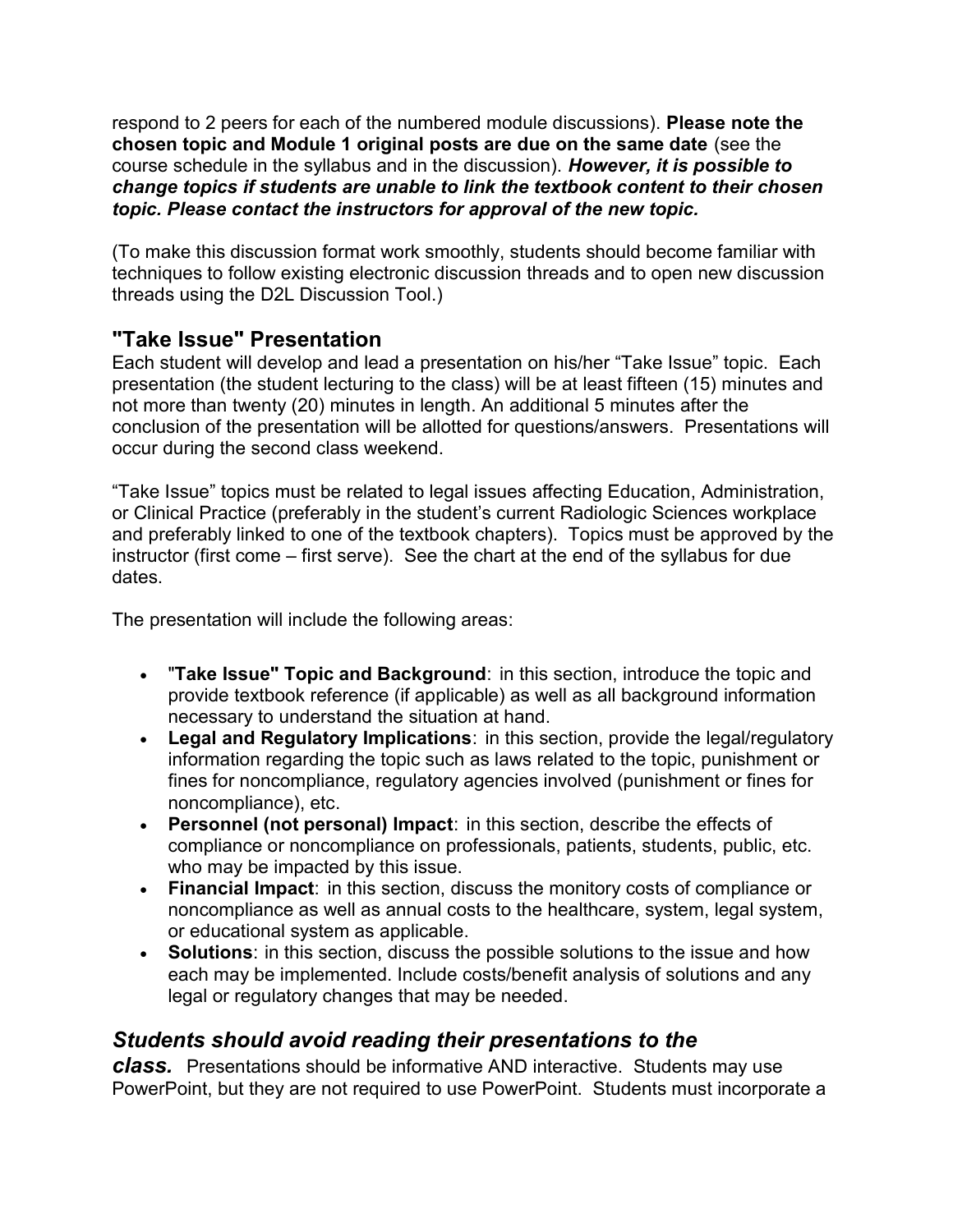respond to 2 peers for each of the numbered module discussions). **Please note the chosen topic and Module 1 original posts are due on the same date** (see the course schedule in the syllabus and in the discussion). ***However, it is possible to change topics if students are unable to link the textbook content to their chosen topic. Please contact the instructors for approval of the new topic.***

(To make this discussion format work smoothly, students should become familiar with techniques to follow existing electronic discussion threads and to open new discussion threads using the D2L Discussion Tool.)

## "Take Issue" Presentation

Each student will develop and lead a presentation on his/her "Take Issue" topic. Each presentation (the student lecturing to the class) will be at least fifteen (15) minutes and not more than twenty (20) minutes in length. An additional 5 minutes after the conclusion of the presentation will be allotted for questions/answers. Presentations will occur during the second class weekend.

"Take Issue" topics must be related to legal issues affecting Education, Administration, or Clinical Practice (preferably in the student's current Radiologic Sciences workplace and preferably linked to one of the textbook chapters). Topics must be approved by the instructor (first come – first serve). See the chart at the end of the syllabus for due dates.

The presentation will include the following areas:

- "**Take Issue" Topic and Background**: in this section, introduce the topic and provide textbook reference (if applicable) as well as all background information necessary to understand the situation at hand.
- **Legal and Regulatory Implications**: in this section, provide the legal/regulatory information regarding the topic such as laws related to the topic, punishment or fines for noncompliance, regulatory agencies involved (punishment or fines for noncompliance), etc.
- **Personnel (not personal) Impact**: in this section, describe the effects of compliance or noncompliance on professionals, patients, students, public, etc. who may be impacted by this issue.
- **Financial Impact**: in this section, discuss the monitory costs of compliance or noncompliance as well as annual costs to the healthcare, system, legal system, or educational system as applicable.
- **Solutions**: in this section, discuss the possible solutions to the issue and how each may be implemented. Include costs/benefit analysis of solutions and any legal or regulatory changes that may be needed.

***Students should avoid reading their presentations to the class.*** Presentations should be informative AND interactive. Students may use PowerPoint, but they are not required to use PowerPoint. Students must incorporate a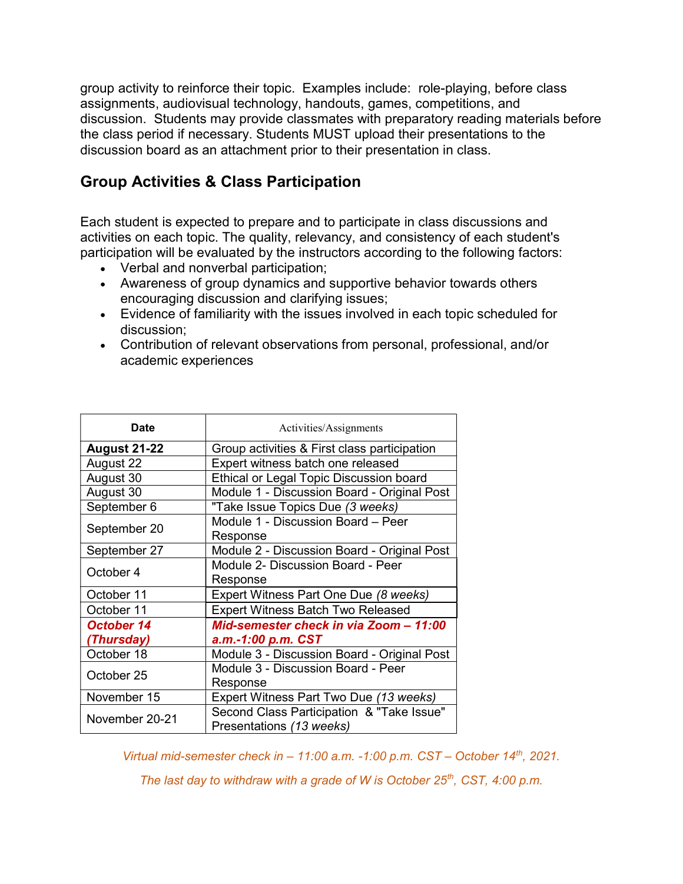group activity to reinforce their topic. Examples include: role-playing, before class assignments, audiovisual technology, handouts, games, competitions, and discussion. Students may provide classmates with preparatory reading materials before the class period if necessary. Students MUST upload their presentations to the discussion board as an attachment prior to their presentation in class.

## Group Activities & Class Participation

Each student is expected to prepare and to participate in class discussions and activities on each topic. The quality, relevancy, and consistency of each student's participation will be evaluated by the instructors according to the following factors:

- Verbal and nonverbal participation;
- Awareness of group dynamics and supportive behavior towards others encouraging discussion and clarifying issues;
- Evidence of familiarity with the issues involved in each topic scheduled for discussion;
- Contribution of relevant observations from personal, professional, and/or academic experiences

| Date | Activities/Assignments |
|---|---|
| **August 21-22** | Group activities & First class participation |
| August 22 | Expert witness batch one released |
| August 30 | Ethical or Legal Topic Discussion board |
| August 30 | Module 1 - Discussion Board - Original Post |
| September 6 | "Take Issue Topics Due *(3 weeks)* |
| September 20 | Module 1 - Discussion Board – Peer Response |
| September 27 | Module 2 - Discussion Board - Original Post |
| October 4 | Module 2- Discussion Board - Peer Response |
| October 11 | Expert Witness Part One Due *(8 weeks)* |
| October 11 | Expert Witness Batch Two Released |
| ***October 14 (Thursday)*** | ***Mid-semester check in via Zoom – 11:00 a.m.-1:00 p.m. CST*** |
| October 18 | Module 3 - Discussion Board - Original Post |
| October 25 | Module 3 - Discussion Board - Peer Response |
| November 15 | Expert Witness Part Two Due *(13 weeks)* |
| November 20-21 | Second Class Participation & "Take Issue" Presentations *(13 weeks)* |

*Virtual mid-semester check in – 11:00 a.m. -1:00 p.m. CST – October 14th, 2021.*

*The last day to withdraw with a grade of W is October 25th, CST, 4:00 p.m.*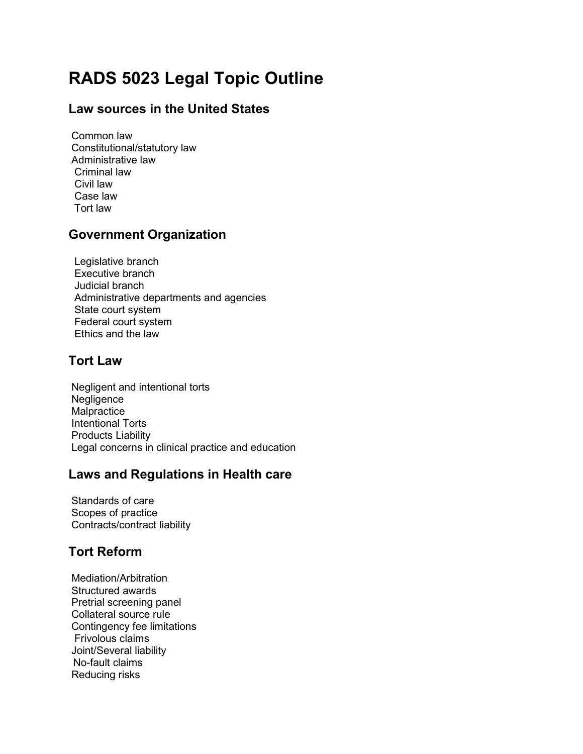# RADS 5023 Legal Topic Outline

## Law sources in the United States

Common law
Constitutional/statutory law
Administrative law
Criminal law
Civil law
Case law
Tort law

## Government Organization

Legislative branch
Executive branch
Judicial branch
Administrative departments and agencies
State court system
Federal court system
Ethics and the law

## Tort Law

Negligent and intentional torts
Negligence
Malpractice
Intentional Torts
Products Liability
Legal concerns in clinical practice and education

## Laws and Regulations in Health care

Standards of care
Scopes of practice
Contracts/contract liability

## Tort Reform

Mediation/Arbitration
Structured awards
Pretrial screening panel
Collateral source rule
Contingency fee limitations
Frivolous claims
Joint/Several liability
No-fault claims
Reducing risks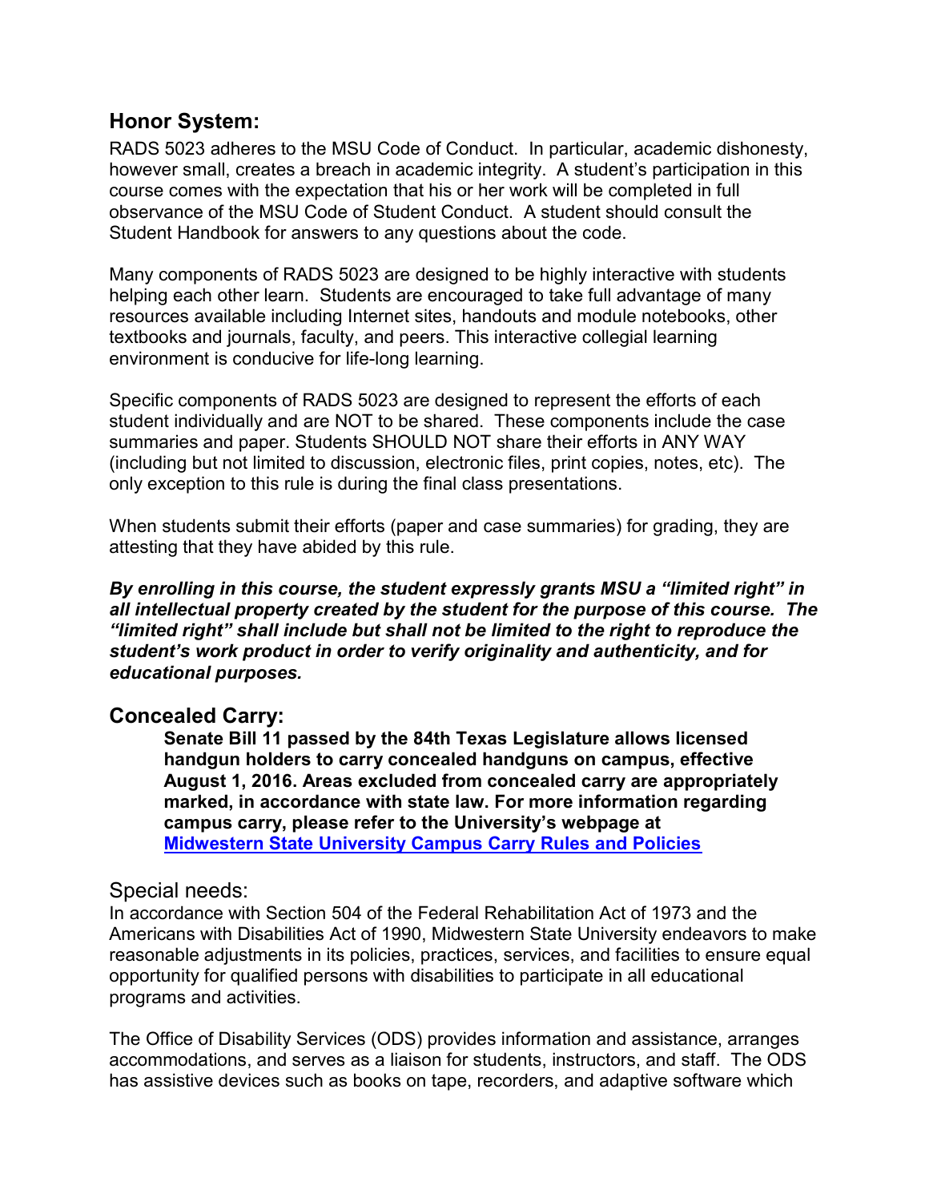## Honor System:

RADS 5023 adheres to the MSU Code of Conduct. In particular, academic dishonesty, however small, creates a breach in academic integrity. A student's participation in this course comes with the expectation that his or her work will be completed in full observance of the MSU Code of Student Conduct. A student should consult the Student Handbook for answers to any questions about the code.

Many components of RADS 5023 are designed to be highly interactive with students helping each other learn. Students are encouraged to take full advantage of many resources available including Internet sites, handouts and module notebooks, other textbooks and journals, faculty, and peers. This interactive collegial learning environment is conducive for life-long learning.

Specific components of RADS 5023 are designed to represent the efforts of each student individually and are NOT to be shared. These components include the case summaries and paper. Students SHOULD NOT share their efforts in ANY WAY (including but not limited to discussion, electronic files, print copies, notes, etc). The only exception to this rule is during the final class presentations.

When students submit their efforts (paper and case summaries) for grading, they are attesting that they have abided by this rule.

***By enrolling in this course, the student expressly grants MSU a "limited right" in all intellectual property created by the student for the purpose of this course. The "limited right" shall include but shall not be limited to the right to reproduce the student's work product in order to verify originality and authenticity, and for educational purposes.***

## Concealed Carry:

**Senate Bill 11 passed by the 84th Texas Legislature allows licensed handgun holders to carry concealed handguns on campus, effective August 1, 2016. Areas excluded from concealed carry are appropriately marked, in accordance with state law. For more information regarding campus carry, please refer to the University's webpage at [Midwestern State University Campus Carry Rules and Policies]()**

## Special needs:

In accordance with Section 504 of the Federal Rehabilitation Act of 1973 and the Americans with Disabilities Act of 1990, Midwestern State University endeavors to make reasonable adjustments in its policies, practices, services, and facilities to ensure equal opportunity for qualified persons with disabilities to participate in all educational programs and activities.

The Office of Disability Services (ODS) provides information and assistance, arranges accommodations, and serves as a liaison for students, instructors, and staff. The ODS has assistive devices such as books on tape, recorders, and adaptive software which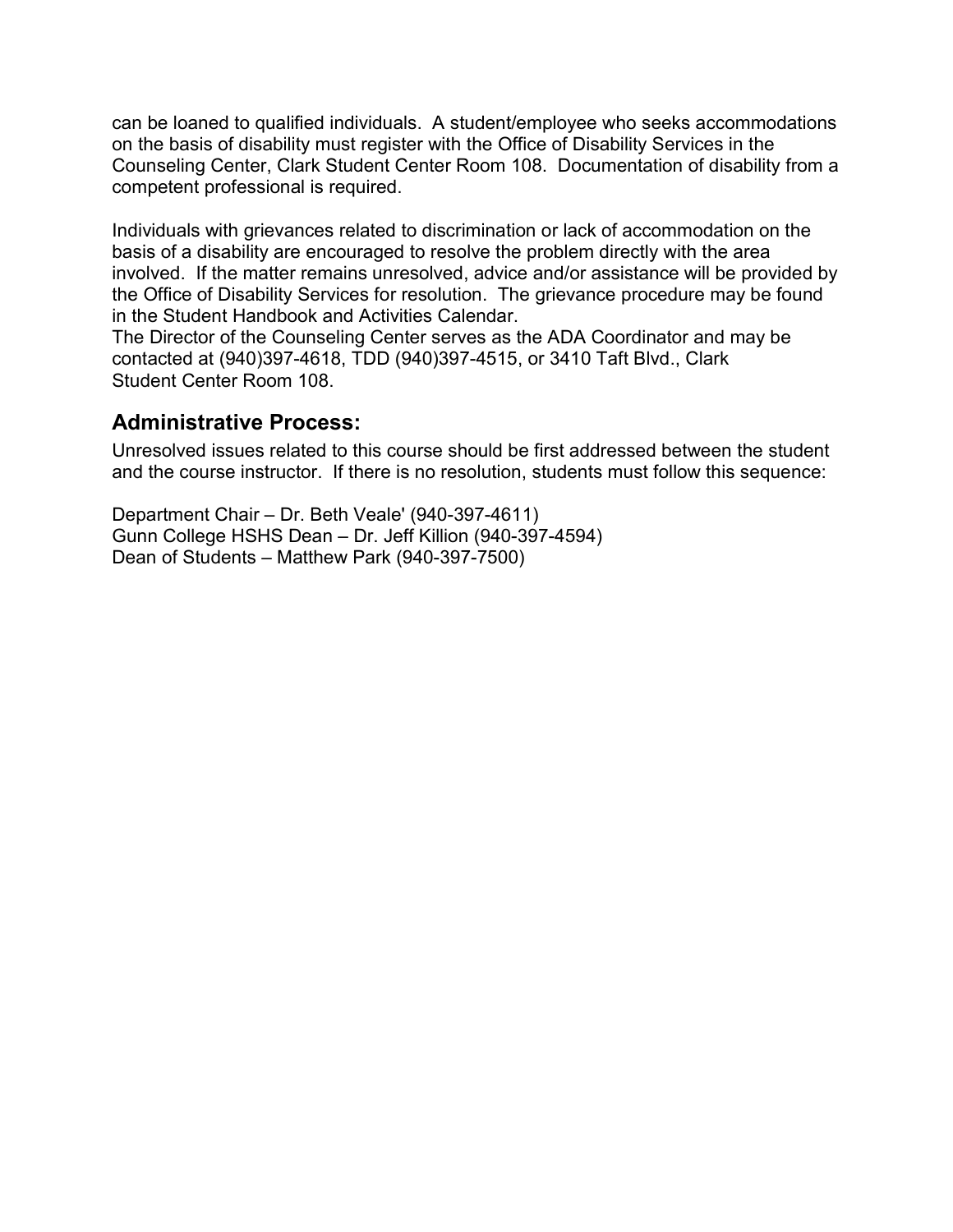can be loaned to qualified individuals. A student/employee who seeks accommodations on the basis of disability must register with the Office of Disability Services in the Counseling Center, Clark Student Center Room 108. Documentation of disability from a competent professional is required.

Individuals with grievances related to discrimination or lack of accommodation on the basis of a disability are encouraged to resolve the problem directly with the area involved. If the matter remains unresolved, advice and/or assistance will be provided by the Office of Disability Services for resolution. The grievance procedure may be found in the Student Handbook and Activities Calendar.
The Director of the Counseling Center serves as the ADA Coordinator and may be contacted at (940)397-4618, TDD (940)397-4515, or 3410 Taft Blvd., Clark Student Center Room 108.

## Administrative Process:

Unresolved issues related to this course should be first addressed between the student and the course instructor. If there is no resolution, students must follow this sequence:

Department Chair – Dr. Beth Veale' (940-397-4611)
Gunn College HSHS Dean – Dr. Jeff Killion (940-397-4594)
Dean of Students – Matthew Park (940-397-7500)